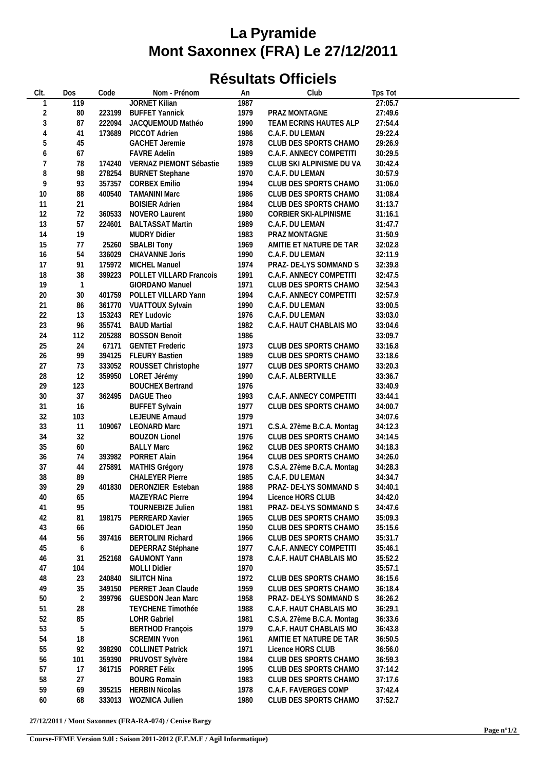# La Pyramide
# Mont Saxonnex (FRA) Le 27/12/2011

## Résultats Officiels

| Clt. | Dos | Code | Nom - Prénom | An | Club | Tps Tot |
|---|---|---|---|---|---|---|
| 1 | 119 | | JORNET Kilian | 1987 | | 27:05.7 |
| 2 | 80 | 223199 | BUFFET Yannick | 1979 | PRAZ MONTAGNE | 27:49.6 |
| 3 | 87 | 222094 | JACQUEMOUD Mathéo | 1990 | TEAM ECRINS HAUTES ALP | 27:54.4 |
| 4 | 41 | 173689 | PICCOT Adrien | 1986 | C.A.F. DU LEMAN | 29:22.4 |
| 5 | 45 | | GACHET Jeremie | 1978 | CLUB DES SPORTS CHAMO | 29:26.9 |
| 6 | 67 | | FAVRE Adelin | 1989 | C.A.F. ANNECY COMPETITI | 30:29.5 |
| 7 | 78 | 174240 | VERNAZ PIEMONT Sébastie | 1989 | CLUB SKI ALPINISME DU VA | 30:42.4 |
| 8 | 98 | 278254 | BURNET Stephane | 1970 | C.A.F. DU LEMAN | 30:57.9 |
| 9 | 93 | 357357 | CORBEX Emilio | 1994 | CLUB DES SPORTS CHAMO | 31:06.0 |
| 10 | 88 | 400540 | TAMANINI Marc | 1986 | CLUB DES SPORTS CHAMO | 31:08.4 |
| 11 | 21 | | BOISIER Adrien | 1984 | CLUB DES SPORTS CHAMO | 31:13.7 |
| 12 | 72 | 360533 | NOVERO Laurent | 1980 | CORBIER SKI-ALPINISME | 31:16.1 |
| 13 | 57 | 224601 | BALTASSAT Martin | 1989 | C.A.F. DU LEMAN | 31:47.7 |
| 14 | 19 | | MUDRY Didier | 1983 | PRAZ MONTAGNE | 31:50.9 |
| 15 | 77 | 25260 | SBALBI Tony | 1969 | AMITIE ET NATURE DE TAR | 32:02.8 |
| 16 | 54 | 336029 | CHAVANNE Joris | 1990 | C.A.F. DU LEMAN | 32:11.9 |
| 17 | 91 | 175972 | MICHEL Manuel | 1974 | PRAZ- DE-LYS SOMMAND S | 32:39.8 |
| 18 | 38 | 399223 | POLLET VILLARD Francois | 1991 | C.A.F. ANNECY COMPETITI | 32:47.5 |
| 19 | 1 | | GIORDANO Manuel | 1971 | CLUB DES SPORTS CHAMO | 32:54.3 |
| 20 | 30 | 401759 | POLLET VILLARD Yann | 1994 | C.A.F. ANNECY COMPETITI | 32:57.9 |
| 21 | 86 | 361770 | VUATTOUX Sylvain | 1990 | C.A.F. DU LEMAN | 33:00.5 |
| 22 | 13 | 153243 | REY Ludovic | 1976 | C.A.F. DU LEMAN | 33:03.0 |
| 23 | 96 | 355741 | BAUD Martial | 1982 | C.A.F. HAUT CHABLAIS MO | 33:04.6 |
| 24 | 112 | 205288 | BOSSON Benoit | 1986 | | 33:09.7 |
| 25 | 24 | 67171 | GENTET Frederic | 1973 | CLUB DES SPORTS CHAMO | 33:16.8 |
| 26 | 99 | 394125 | FLEURY Bastien | 1989 | CLUB DES SPORTS CHAMO | 33:18.6 |
| 27 | 73 | 333052 | ROUSSET Christophe | 1977 | CLUB DES SPORTS CHAMO | 33:20.3 |
| 28 | 12 | 359950 | LORET Jérémy | 1990 | C.A.F. ALBERTVILLE | 33:36.7 |
| 29 | 123 | | BOUCHEX Bertrand | 1976 | | 33:40.9 |
| 30 | 37 | 362495 | DAGUE Theo | 1993 | C.A.F. ANNECY COMPETITI | 33:44.1 |
| 31 | 16 | | BUFFET Sylvain | 1977 | CLUB DES SPORTS CHAMO | 34:00.7 |
| 32 | 103 | | LEJEUNE Arnaud | 1979 | | 34:07.6 |
| 33 | 11 | 109067 | LEONARD Marc | 1971 | C.S.A. 27ème B.C.A. Montag | 34:12.3 |
| 34 | 32 | | BOUZON Lionel | 1976 | CLUB DES SPORTS CHAMO | 34:14.5 |
| 35 | 60 | | BALLY Marc | 1962 | CLUB DES SPORTS CHAMO | 34:18.3 |
| 36 | 74 | 393982 | PORRET Alain | 1964 | CLUB DES SPORTS CHAMO | 34:26.0 |
| 37 | 44 | 275891 | MATHIS Grégory | 1978 | C.S.A. 27ème B.C.A. Montag | 34:28.3 |
| 38 | 89 | | CHALEYER Pierre | 1985 | C.A.F. DU LEMAN | 34:34.7 |
| 39 | 29 | 401830 | DERONZIER Esteban | 1988 | PRAZ- DE-LYS SOMMAND S | 34:40.1 |
| 40 | 65 | | MAZEYRAC Pierre | 1994 | Licence HORS CLUB | 34:42.0 |
| 41 | 95 | | TOURNEBIZE Julien | 1981 | PRAZ- DE-LYS SOMMAND S | 34:47.6 |
| 42 | 81 | 198175 | PERREARD Xavier | 1965 | CLUB DES SPORTS CHAMO | 35:09.3 |
| 43 | 66 | | GADIOLET Jean | 1950 | CLUB DES SPORTS CHAMO | 35:15.6 |
| 44 | 56 | 397416 | BERTOLINI Richard | 1966 | CLUB DES SPORTS CHAMO | 35:31.7 |
| 45 | 6 | | DEPERRAZ Stéphane | 1977 | C.A.F. ANNECY COMPETITI | 35:46.1 |
| 46 | 31 | 252168 | GAUMONT Yann | 1978 | C.A.F. HAUT CHABLAIS MO | 35:52.2 |
| 47 | 104 | | MOLLI Didier | 1970 | | 35:57.1 |
| 48 | 23 | 240840 | SILITCH Nina | 1972 | CLUB DES SPORTS CHAMO | 36:15.6 |
| 49 | 35 | 349150 | PERRET Jean Claude | 1959 | CLUB DES SPORTS CHAMO | 36:18.4 |
| 50 | 2 | 399796 | GUESDON Jean Marc | 1958 | PRAZ- DE-LYS SOMMAND S | 36:26.2 |
| 51 | 28 | | TEYCHENE Timothée | 1988 | C.A.F. HAUT CHABLAIS MO | 36:29.1 |
| 52 | 85 | | LOHR Gabriel | 1981 | C.S.A. 27ème B.C.A. Montag | 36:33.6 |
| 53 | 5 | | BERTHOD François | 1979 | C.A.F. HAUT CHABLAIS MO | 36:43.8 |
| 54 | 18 | | SCREMIN Yvon | 1961 | AMITIE ET NATURE DE TAR | 36:50.5 |
| 55 | 92 | 398290 | COLLINET Patrick | 1971 | Licence HORS CLUB | 36:56.0 |
| 56 | 101 | 359390 | PRUVOST Sylvère | 1984 | CLUB DES SPORTS CHAMO | 36:59.3 |
| 57 | 17 | 361715 | PORRET Félix | 1995 | CLUB DES SPORTS CHAMO | 37:14.2 |
| 58 | 27 | | BOURG Romain | 1983 | CLUB DES SPORTS CHAMO | 37:17.6 |
| 59 | 69 | 395215 | HERBIN Nicolas | 1978 | C.A.F. FAVERGES COMP | 37:42.4 |
| 60 | 68 | 333013 | WOZNICA Julien | 1980 | CLUB DES SPORTS CHAMO | 37:52.7 |

27/12/2011 / Mont Saxonnex (FRA-RA-074) / Cenise Bargy

Course-FFME Version 9.0l : Saison 2011-2012 (F.F.M.E / Agil Informatique)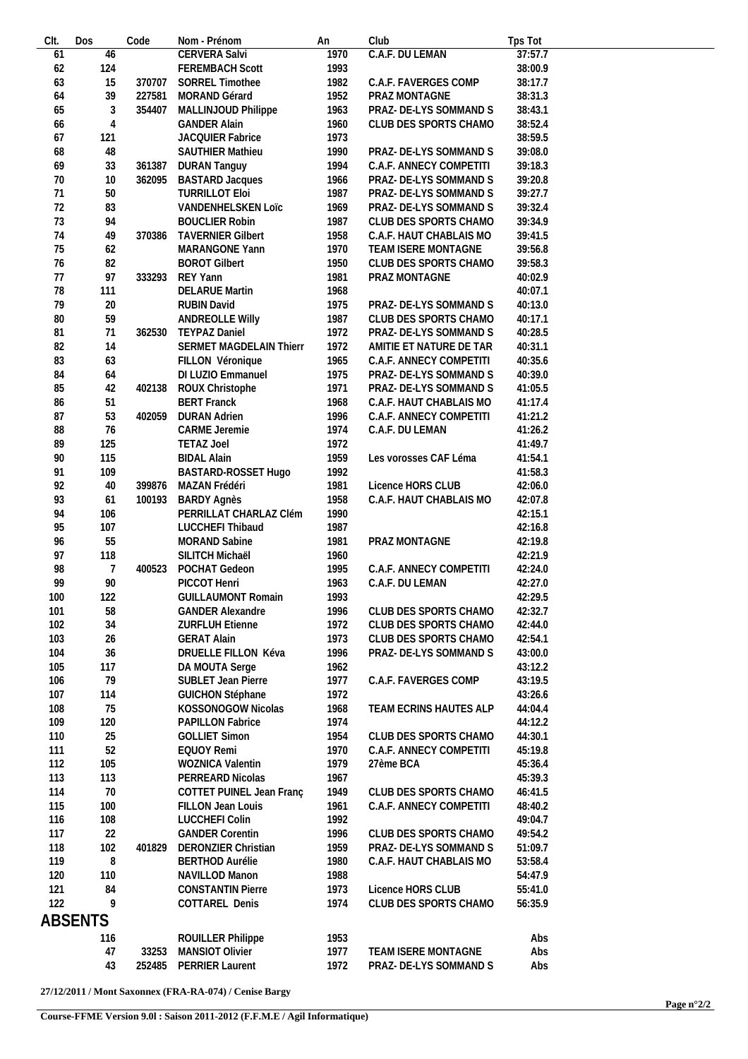| Clt. | Dos | Code | Nom - Prénom | An | Club | Tps Tot |
|---|---|---|---|---|---|---|
| 61 | 46 | | CERVERA Salvi | 1970 | C.A.F. DU LEMAN | 37:57.7 |
| 62 | 124 | | FEREMBACH Scott | 1993 | | 38:00.9 |
| 63 | 15 | 370707 | SORREL Timothee | 1982 | C.A.F. FAVERGES COMP | 38:17.7 |
| 64 | 39 | 227581 | MORAND Gérard | 1952 | PRAZ MONTAGNE | 38:31.3 |
| 65 | 3 | 354407 | MALLINJOUD Philippe | 1963 | PRAZ- DE-LYS SOMMAND S | 38:43.1 |
| 66 | 4 | | GANDER Alain | 1960 | CLUB DES SPORTS CHAMO | 38:52.4 |
| 67 | 121 | | JACQUIER Fabrice | 1973 | | 38:59.5 |
| 68 | 48 | | SAUTHIER Mathieu | 1990 | PRAZ- DE-LYS SOMMAND S | 39:08.0 |
| 69 | 33 | 361387 | DURAN Tanguy | 1994 | C.A.F. ANNECY COMPETITI | 39:18.3 |
| 70 | 10 | 362095 | BASTARD Jacques | 1966 | PRAZ- DE-LYS SOMMAND S | 39:20.8 |
| 71 | 50 | | TURRILLOT Eloi | 1987 | PRAZ- DE-LYS SOMMAND S | 39:27.7 |
| 72 | 83 | | VANDENHELSKEN Loïc | 1969 | PRAZ- DE-LYS SOMMAND S | 39:32.4 |
| 73 | 94 | | BOUCLIER Robin | 1987 | CLUB DES SPORTS CHAMO | 39:34.9 |
| 74 | 49 | 370386 | TAVERNIER Gilbert | 1958 | C.A.F. HAUT CHABLAIS MO | 39:41.5 |
| 75 | 62 | | MARANGONE Yann | 1970 | TEAM ISERE MONTAGNE | 39:56.8 |
| 76 | 82 | | BOROT Gilbert | 1950 | CLUB DES SPORTS CHAMO | 39:58.3 |
| 77 | 97 | 333293 | REY Yann | 1981 | PRAZ MONTAGNE | 40:02.9 |
| 78 | 111 | | DELARUE Martin | 1968 | | 40:07.1 |
| 79 | 20 | | RUBIN David | 1975 | PRAZ- DE-LYS SOMMAND S | 40:13.0 |
| 80 | 59 | | ANDREOLLE Willy | 1987 | CLUB DES SPORTS CHAMO | 40:17.1 |
| 81 | 71 | 362530 | TEYPAZ Daniel | 1972 | PRAZ- DE-LYS SOMMAND S | 40:28.5 |
| 82 | 14 | | SERMET MAGDELAIN Thierr | 1972 | AMITIE ET NATURE DE TAR | 40:31.1 |
| 83 | 63 | | FILLON Véronique | 1965 | C.A.F. ANNECY COMPETITI | 40:35.6 |
| 84 | 64 | | DI LUZIO Emmanuel | 1975 | PRAZ- DE-LYS SOMMAND S | 40:39.0 |
| 85 | 42 | 402138 | ROUX Christophe | 1971 | PRAZ- DE-LYS SOMMAND S | 41:05.5 |
| 86 | 51 | | BERT Franck | 1968 | C.A.F. HAUT CHABLAIS MO | 41:17.4 |
| 87 | 53 | 402059 | DURAN Adrien | 1996 | C.A.F. ANNECY COMPETITI | 41:21.2 |
| 88 | 76 | | CARME Jeremie | 1974 | C.A.F. DU LEMAN | 41:26.2 |
| 89 | 125 | | TETAZ Joel | 1972 | | 41:49.7 |
| 90 | 115 | | BIDAL Alain | 1959 | Les vorosses CAF Léma | 41:54.1 |
| 91 | 109 | | BASTARD-ROSSET Hugo | 1992 | | 41:58.3 |
| 92 | 40 | 399876 | MAZAN Frédéri | 1981 | Licence HORS CLUB | 42:06.0 |
| 93 | 61 | 100193 | BARDY Agnès | 1958 | C.A.F. HAUT CHABLAIS MO | 42:07.8 |
| 94 | 106 | | PERRILLAT CHARLAZ Clém | 1990 | | 42:15.1 |
| 95 | 107 | | LUCCHEFI Thibaud | 1987 | | 42:16.8 |
| 96 | 55 | | MORAND Sabine | 1981 | PRAZ MONTAGNE | 42:19.8 |
| 97 | 118 | | SILITCH Michaël | 1960 | | 42:21.9 |
| 98 | 7 | 400523 | POCHAT Gedeon | 1995 | C.A.F. ANNECY COMPETITI | 42:24.0 |
| 99 | 90 | | PICCOT Henri | 1963 | C.A.F. DU LEMAN | 42:27.0 |
| 100 | 122 | | GUILLAUMONT Romain | 1993 | | 42:29.5 |
| 101 | 58 | | GANDER Alexandre | 1996 | CLUB DES SPORTS CHAMO | 42:32.7 |
| 102 | 34 | | ZURFLUH Etienne | 1972 | CLUB DES SPORTS CHAMO | 42:44.0 |
| 103 | 26 | | GERAT Alain | 1973 | CLUB DES SPORTS CHAMO | 42:54.1 |
| 104 | 36 | | DRUELLE FILLON Kéva | 1996 | PRAZ- DE-LYS SOMMAND S | 43:00.0 |
| 105 | 117 | | DA MOUTA Serge | 1962 | | 43:12.2 |
| 106 | 79 | | SUBLET Jean Pierre | 1977 | C.A.F. FAVERGES COMP | 43:19.5 |
| 107 | 114 | | GUICHON Stéphane | 1972 | | 43:26.6 |
| 108 | 75 | | KOSSONOGOW Nicolas | 1968 | TEAM ECRINS HAUTES ALP | 44:04.4 |
| 109 | 120 | | PAPILLON Fabrice | 1974 | | 44:12.2 |
| 110 | 25 | | GOLLIET Simon | 1954 | CLUB DES SPORTS CHAMO | 44:30.1 |
| 111 | 52 | | EQUOY Remi | 1970 | C.A.F. ANNECY COMPETITI | 45:19.8 |
| 112 | 105 | | WOZNICA Valentin | 1979 | 27ème BCA | 45:36.4 |
| 113 | 113 | | PERREARD Nicolas | 1967 | | 45:39.3 |
| 114 | 70 | | COTTET PUINEL Jean Franç | 1949 | CLUB DES SPORTS CHAMO | 46:41.5 |
| 115 | 100 | | FILLON Jean Louis | 1961 | C.A.F. ANNECY COMPETITI | 48:40.2 |
| 116 | 108 | | LUCCHEFI Colin | 1992 | | 49:04.7 |
| 117 | 22 | | GANDER Corentin | 1996 | CLUB DES SPORTS CHAMO | 49:54.2 |
| 118 | 102 | 401829 | DERONZIER Christian | 1959 | PRAZ- DE-LYS SOMMAND S | 51:09.7 |
| 119 | 8 | | BERTHOD Aurélie | 1980 | C.A.F. HAUT CHABLAIS MO | 53:58.4 |
| 120 | 110 | | NAVILLOD Manon | 1988 | | 54:47.9 |
| 121 | 84 | | CONSTANTIN Pierre | 1973 | Licence HORS CLUB | 55:41.0 |
| 122 | 9 | | COTTAREL Denis | 1974 | CLUB DES SPORTS CHAMO | 56:35.9 |

## ABSENTS

| Clt. | Dos | Code | Nom - Prénom | An | Club | Tps Tot |
|---|---|---|---|---|---|---|
| | 116 | | ROUILLER Philippe | 1953 | | Abs |
| | 47 | 33253 | MANSIOT Olivier | 1977 | TEAM ISERE MONTAGNE | Abs |
| | 43 | 252485 | PERRIER Laurent | 1972 | PRAZ- DE-LYS SOMMAND S | Abs |

**27/12/2011 / Mont Saxonnex (FRA-RA-074) / Cenise Bargy**

**Course-FFME Version 9.0l : Saison 2011-2012 (F.F.M.E / Agil Informatique)**